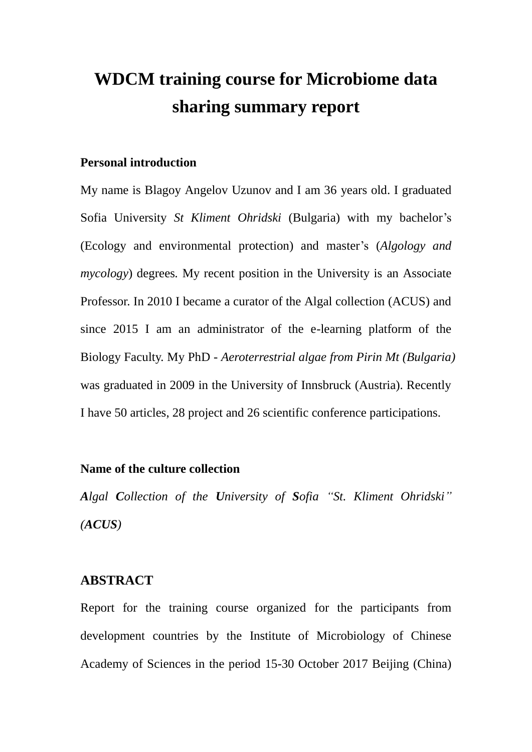# WDCM training course for Microbiome data sharing summary report

**Personal introduction**

My name is Blagoy Angelov Uzunov and I am 36 years old. I graduated Sofia University *St Kliment Ohridski* (Bulgaria) with my bachelor's (Ecology and environmental protection) and master's (*Algology and mycology*) degrees. My recent position in the University is an Associate Professor. In 2010 I became a curator of the Algal collection (ACUS) and since 2015 I am an administrator of the e-learning platform of the Biology Faculty. My PhD - *Aeroterrestrial algae from Pirin Mt (Bulgaria)* was graduated in 2009 in the University of Innsbruck (Austria). Recently I have 50 articles, 28 project and 26 scientific conference participations.

**Name of the culture collection**

***A****lgal* ***C****ollection of the* ***U****niversity of* ***S****ofia "St. Kliment Ohridski" (****ACUS****)*

## ABSTRACT

Report for the training course organized for the participants from development countries by the Institute of Microbiology of Chinese Academy of Sciences in the period 15-30 October 2017 Beijing (China)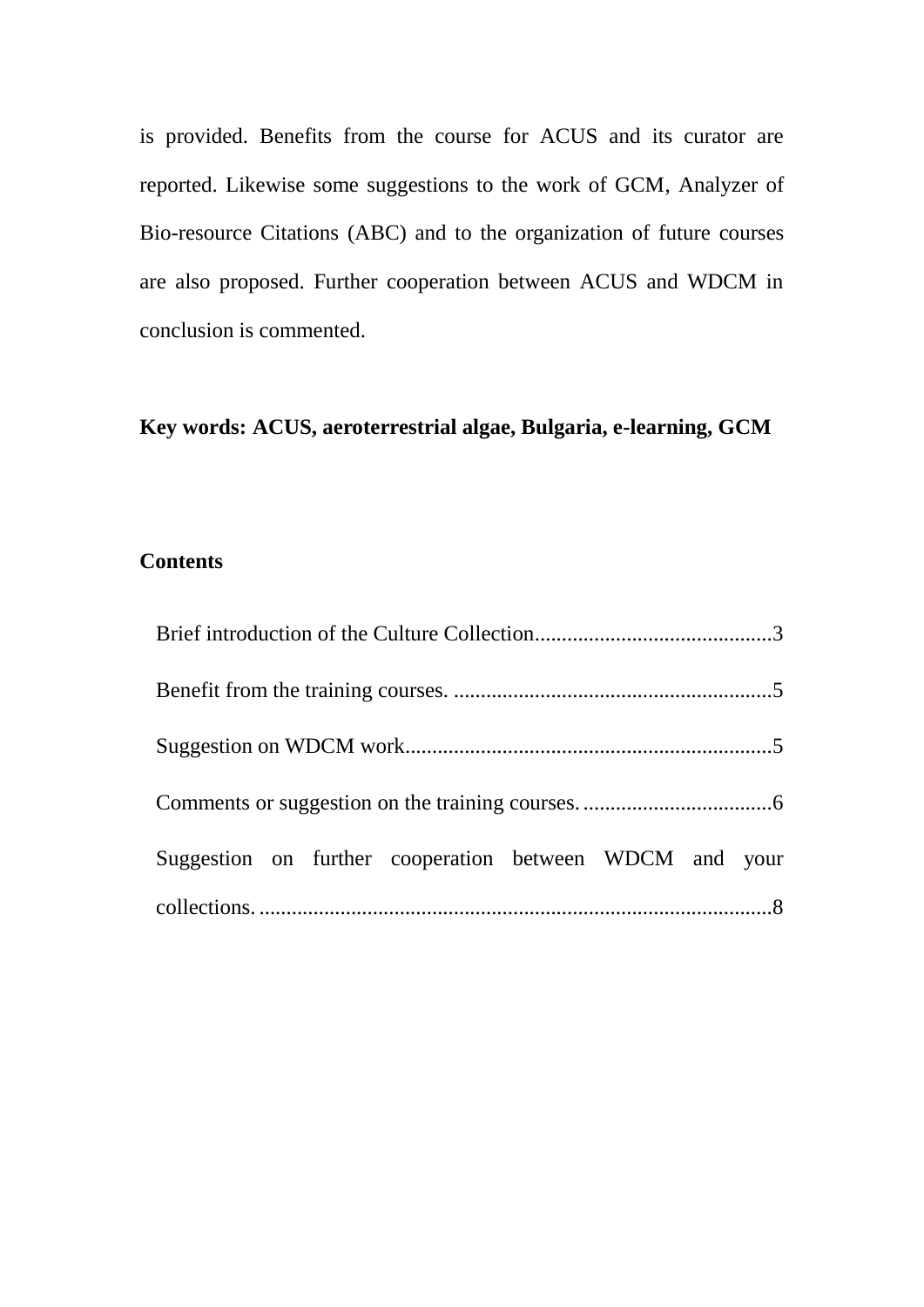is provided. Benefits from the course for ACUS and its curator are reported. Likewise some suggestions to the work of GCM, Analyzer of Bio-resource Citations (ABC) and to the organization of future courses are also proposed. Further cooperation between ACUS and WDCM in conclusion is commented.

**Key words: ACUS, aeroterrestrial algae, Bulgaria, e-learning, GCM**

## Contents

Brief introduction of the Culture Collection............................................3

Benefit from the training courses. ...........................................................5

Suggestion on WDCM work....................................................................5

Comments or suggestion on the training courses. ...................................6

Suggestion on further cooperation between WDCM and your collections. ...............................................................................................8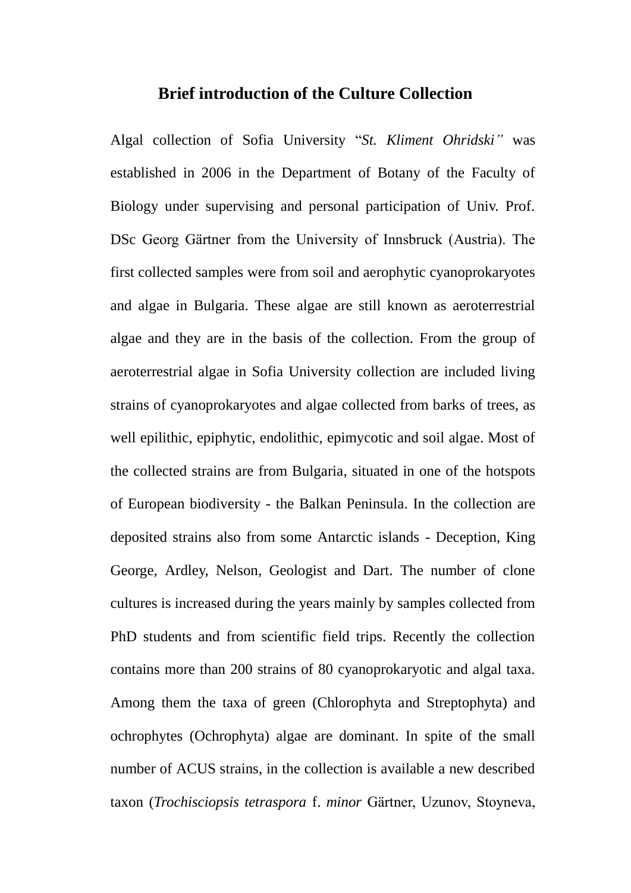## Brief introduction of the Culture Collection

Algal collection of Sofia University "*St. Kliment Ohridski"* was established in 2006 in the Department of Botany of the Faculty of Biology under supervising and personal participation of Univ. Prof. DSc Georg Gärtner from the University of Innsbruck (Austria). The first collected samples were from soil and aerophytic cyanoprokaryotes and algae in Bulgaria. These algae are still known as aeroterrestrial algae and they are in the basis of the collection. From the group of aeroterrestrial algae in Sofia University collection are included living strains of cyanoprokaryotes and algae collected from barks of trees, as well epilithic, epiphytic, endolithic, epimycotic and soil algae. Most of the collected strains are from Bulgaria, situated in one of the hotspots of European biodiversity - the Balkan Peninsula. In the collection are deposited strains also from some Antarctic islands - Deception, King George, Ardley, Nelson, Geologist and Dart. The number of clone cultures is increased during the years mainly by samples collected from PhD students and from scientific field trips. Recently the collection contains more than 200 strains of 80 cyanoprokaryotic and algal taxa. Among them the taxa of green (Chlorophyta and Streptophyta) and ochrophytes (Ochrophyta) algae are dominant. In spite of the small number of ACUS strains, in the collection is available a new described taxon (*Trochisciopsis tetraspora* f. *minor* Gärtner, Uzunov, Stoyneva,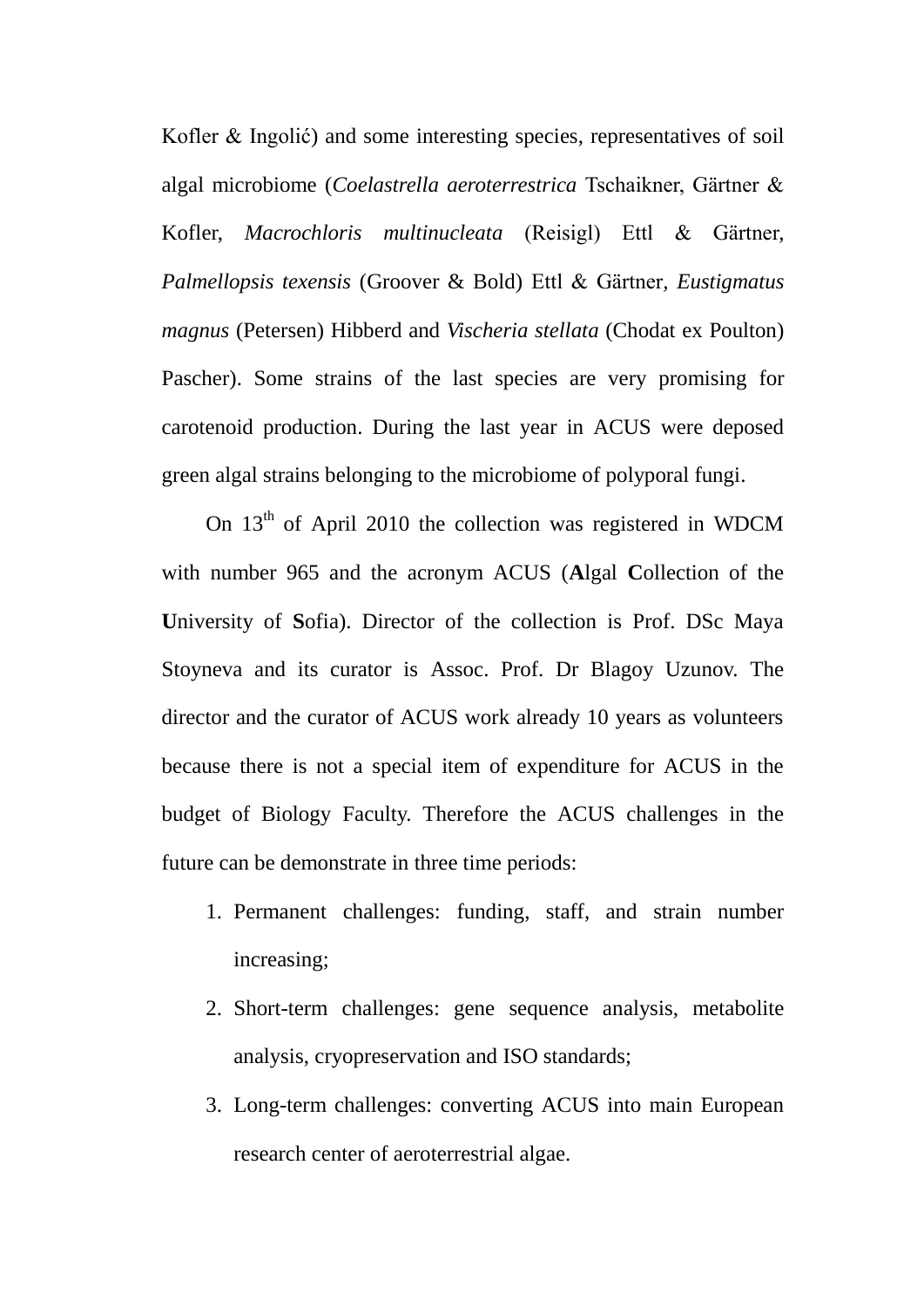Kofler & Ingolić) and some interesting species, representatives of soil algal microbiome (*Coelastrella aeroterrestrica* Tschaikner, Gärtner & Kofler, *Macrochloris multinucleata* (Reisigl) Ettl & Gärtner, *Palmellopsis texensis* (Groover & Bold) Ettl & Gärtner, *Eustigmatus magnus* (Petersen) Hibberd and *Vischeria stellata* (Chodat ex Poulton) Pascher). Some strains of the last species are very promising for carotenoid production. During the last year in ACUS were deposed green algal strains belonging to the microbiome of polyporal fungi.

On 13th of April 2010 the collection was registered in WDCM with number 965 and the acronym ACUS (**A**lgal **C**ollection of the **U**niversity of **S**ofia). Director of the collection is Prof. DSc Maya Stoyneva and its curator is Assoc. Prof. Dr Blagoy Uzunov. The director and the curator of ACUS work already 10 years as volunteers because there is not a special item of expenditure for ACUS in the budget of Biology Faculty. Therefore the ACUS challenges in the future can be demonstrate in three time periods:

1. Permanent challenges: funding, staff, and strain number increasing;
2. Short-term challenges: gene sequence analysis, metabolite analysis, cryopreservation and ISO standards;
3. Long-term challenges: converting ACUS into main European research center of aeroterrestrial algae.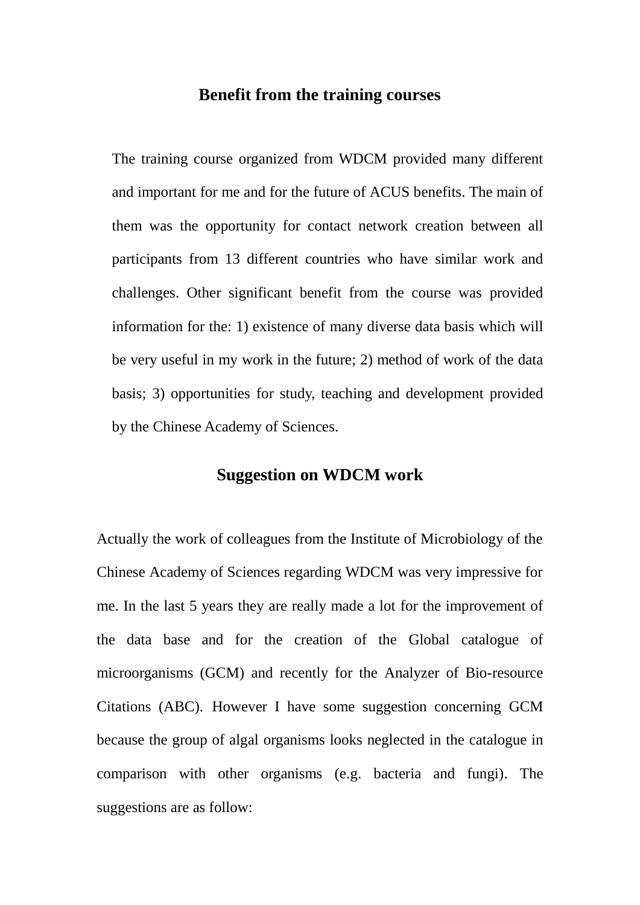## Benefit from the training courses

The training course organized from WDCM provided many different and important for me and for the future of ACUS benefits. The main of them was the opportunity for contact network creation between all participants from 13 different countries who have similar work and challenges. Other significant benefit from the course was provided information for the: 1) existence of many diverse data basis which will be very useful in my work in the future; 2) method of work of the data basis; 3) opportunities for study, teaching and development provided by the Chinese Academy of Sciences.

## Suggestion on WDCM work

Actually the work of colleagues from the Institute of Microbiology of the Chinese Academy of Sciences regarding WDCM was very impressive for me. In the last 5 years they are really made a lot for the improvement of the data base and for the creation of the Global catalogue of microorganisms (GCM) and recently for the Analyzer of Bio-resource Citations (ABC). However I have some suggestion concerning GCM because the group of algal organisms looks neglected in the catalogue in comparison with other organisms (e.g. bacteria and fungi). The suggestions are as follow: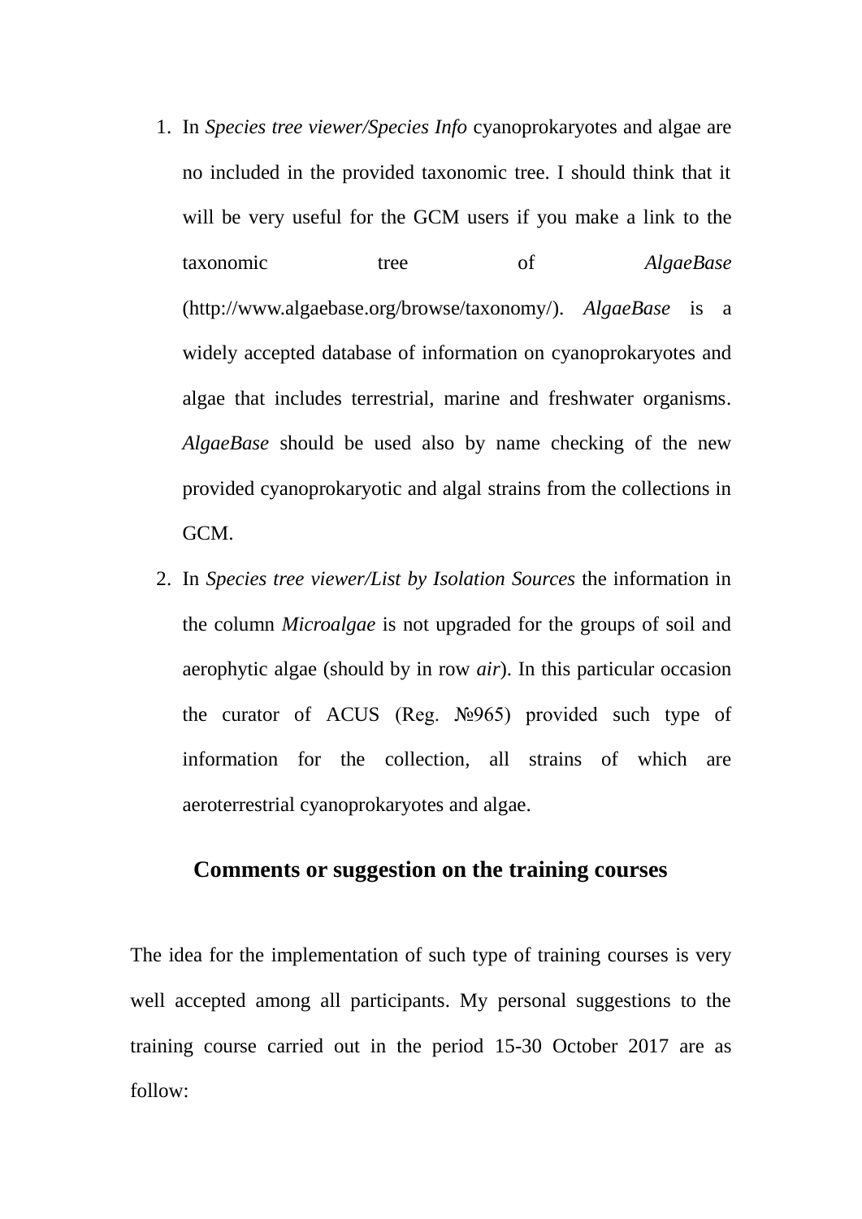1. In *Species tree viewer/Species Info* cyanoprokaryotes and algae are no included in the provided taxonomic tree. I should think that it will be very useful for the GCM users if you make a link to the taxonomic tree of *AlgaeBase* (http://www.algaebase.org/browse/taxonomy/). *AlgaeBase* is a widely accepted database of information on cyanoprokaryotes and algae that includes terrestrial, marine and freshwater organisms. *AlgaeBase* should be used also by name checking of the new provided cyanoprokaryotic and algal strains from the collections in GCM.
2. In *Species tree viewer/List by Isolation Sources* the information in the column *Microalgae* is not upgraded for the groups of soil and aerophytic algae (should by in row *air*). In this particular occasion the curator of ACUS (Reg. №965) provided such type of information for the collection, all strains of which are aeroterrestrial cyanoprokaryotes and algae.

## Comments or suggestion on the training courses

The idea for the implementation of such type of training courses is very well accepted among all participants. My personal suggestions to the training course carried out in the period 15-30 October 2017 are as follow: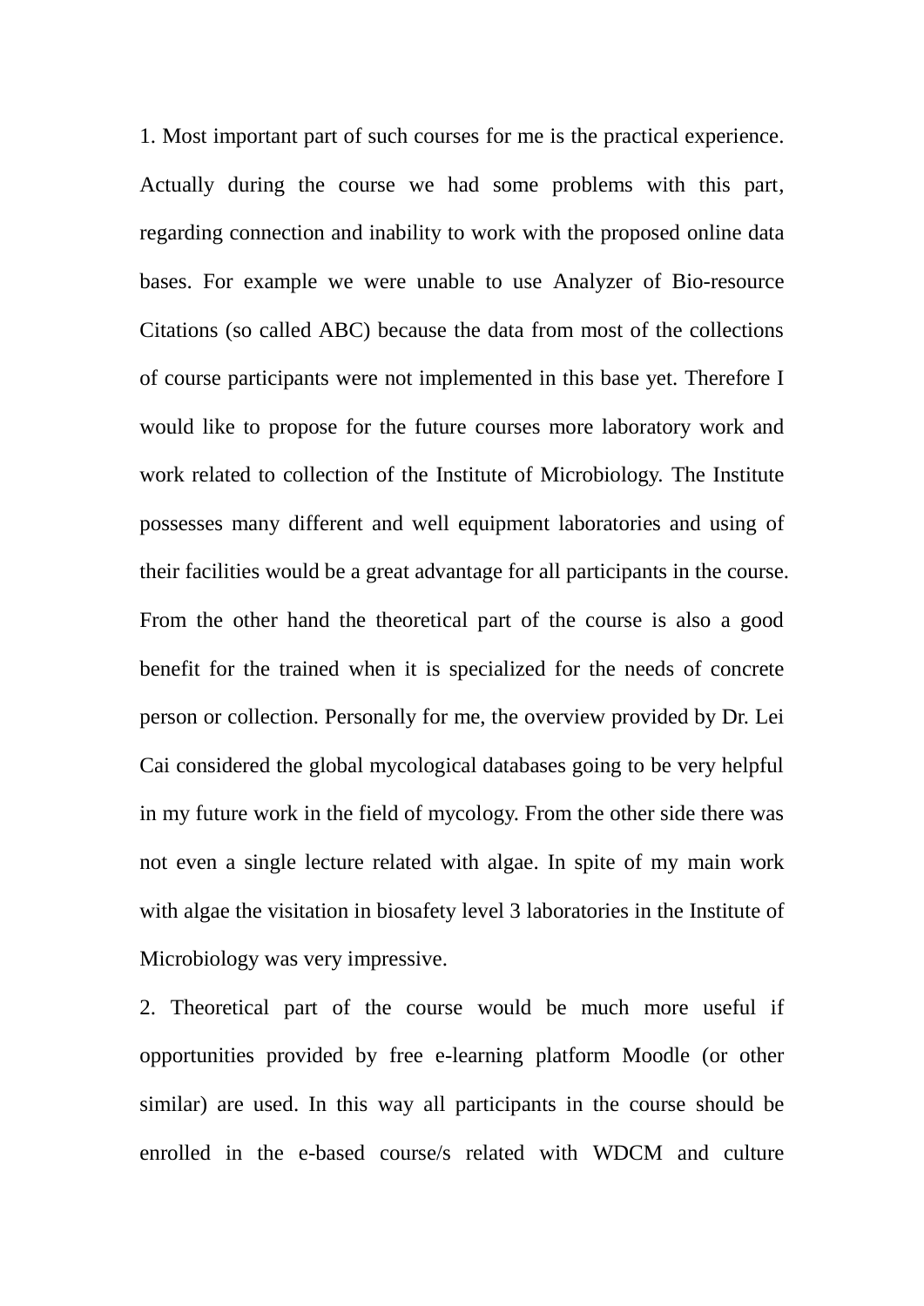1. Most important part of such courses for me is the practical experience. Actually during the course we had some problems with this part, regarding connection and inability to work with the proposed online data bases. For example we were unable to use Analyzer of Bio-resource Citations (so called ABC) because the data from most of the collections of course participants were not implemented in this base yet. Therefore I would like to propose for the future courses more laboratory work and work related to collection of the Institute of Microbiology. The Institute possesses many different and well equipment laboratories and using of their facilities would be a great advantage for all participants in the course. From the other hand the theoretical part of the course is also a good benefit for the trained when it is specialized for the needs of concrete person or collection. Personally for me, the overview provided by Dr. Lei Cai considered the global mycological databases going to be very helpful in my future work in the field of mycology. From the other side there was not even a single lecture related with algae. In spite of my main work with algae the visitation in biosafety level 3 laboratories in the Institute of Microbiology was very impressive.

2. Theoretical part of the course would be much more useful if opportunities provided by free e-learning platform Moodle (or other similar) are used. In this way all participants in the course should be enrolled in the e-based course/s related with WDCM and culture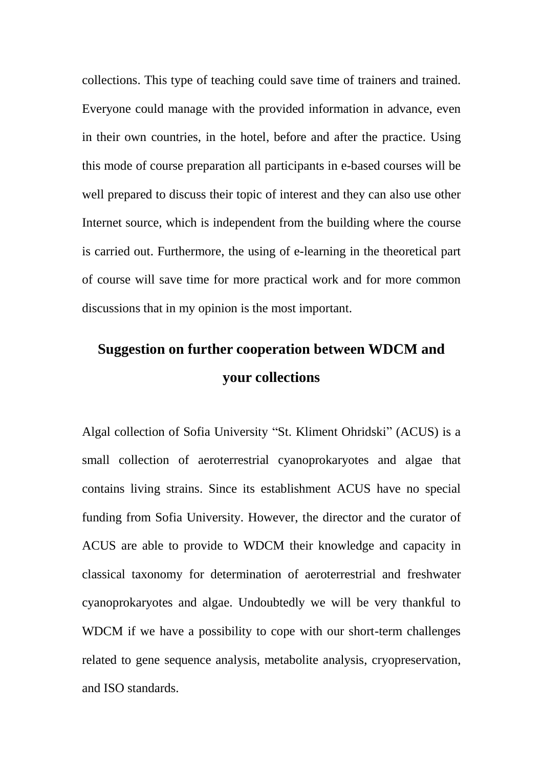collections. This type of teaching could save time of trainers and trained. Everyone could manage with the provided information in advance, even in their own countries, in the hotel, before and after the practice. Using this mode of course preparation all participants in e-based courses will be well prepared to discuss their topic of interest and they can also use other Internet source, which is independent from the building where the course is carried out. Furthermore, the using of e-learning in the theoretical part of course will save time for more practical work and for more common discussions that in my opinion is the most important.

## Suggestion on further cooperation between WDCM and your collections

Algal collection of Sofia University "St. Kliment Ohridski" (ACUS) is a small collection of aeroterrestrial cyanoprokaryotes and algae that contains living strains. Since its establishment ACUS have no special funding from Sofia University. However, the director and the curator of ACUS are able to provide to WDCM their knowledge and capacity in classical taxonomy for determination of aeroterrestrial and freshwater cyanoprokaryotes and algae. Undoubtedly we will be very thankful to WDCM if we have a possibility to cope with our short-term challenges related to gene sequence analysis, metabolite analysis, cryopreservation, and ISO standards.